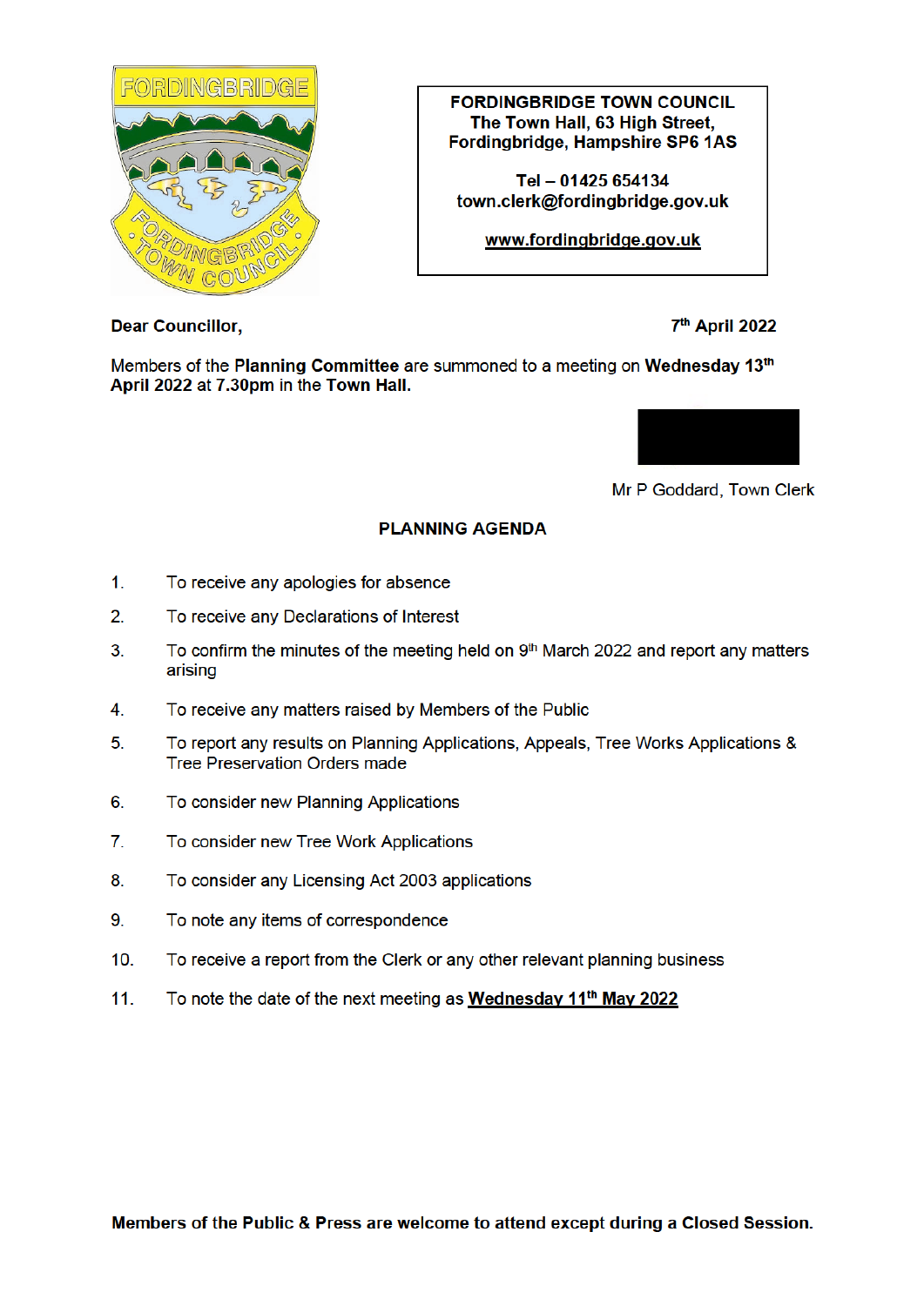**FORDINGBRIDGE TOWN COUNCIL**
**The Town Hall, 63 High Street,**
**Fordingbridge, Hampshire SP6 1AS**

**Tel – 01425 654134**
**town.clerk@fordingbridge.gov.uk**

**www.fordingbridge.gov.uk**

**Dear Councillor,**

**7th April 2022**

Members of the **Planning Committee** are summoned to a meeting on **Wednesday 13th April 2022 at 7.30pm** in the **Town Hall.**

Mr P Goddard, Town Clerk

## PLANNING AGENDA

1. To receive any apologies for absence
2. To receive any Declarations of Interest
3. To confirm the minutes of the meeting held on 9th March 2022 and report any matters arising
4. To receive any matters raised by Members of the Public
5. To report any results on Planning Applications, Appeals, Tree Works Applications & Tree Preservation Orders made
6. To consider new Planning Applications
7. To consider new Tree Work Applications
8. To consider any Licensing Act 2003 applications
9. To note any items of correspondence
10. To receive a report from the Clerk or any other relevant planning business
11. To note the date of the next meeting as **Wednesday 11th May 2022**

**Members of the Public & Press are welcome to attend except during a Closed Session.**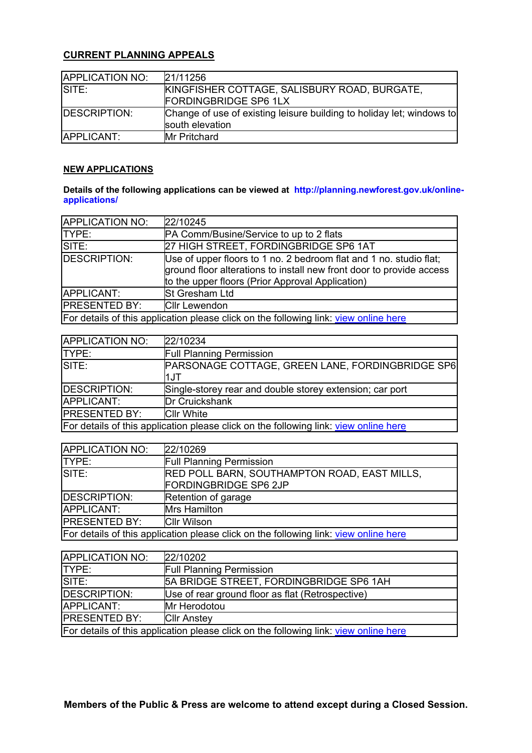## CURRENT PLANNING APPEALS

| APPLICATION NO: | 21/11256 |
|---|---|
| SITE: | KINGFISHER COTTAGE, SALISBURY ROAD, BURGATE, FORDINGBRIDGE SP6 1LX |
| DESCRIPTION: | Change of use of existing leisure building to holiday let; windows to south elevation |
| APPLICANT: | Mr Pritchard |

## NEW APPLICATIONS

**Details of the following applications can be viewed at http://planning.newforest.gov.uk/online-applications/**

| APPLICATION NO: | 22/10245 |
|---|---|
| TYPE: | PA Comm/Busine/Service to up to 2 flats |
| SITE: | 27 HIGH STREET, FORDINGBRIDGE SP6 1AT |
| DESCRIPTION: | Use of upper floors to 1 no. 2 bedroom flat and 1 no. studio flat; ground floor alterations to install new front door to provide access to the upper floors (Prior Approval Application) |
| APPLICANT: | St Gresham Ltd |
| PRESENTED BY: | Cllr Lewendon |
| For details of this application please click on the following link: view online here | |

| APPLICATION NO: | 22/10234 |
|---|---|
| TYPE: | Full Planning Permission |
| SITE: | PARSONAGE COTTAGE, GREEN LANE, FORDINGBRIDGE SP6 1JT |
| DESCRIPTION: | Single-storey rear and double storey extension; car port |
| APPLICANT: | Dr Cruickshank |
| PRESENTED BY: | Cllr White |
| For details of this application please click on the following link: view online here | |

| APPLICATION NO: | 22/10269 |
|---|---|
| TYPE: | Full Planning Permission |
| SITE: | RED POLL BARN, SOUTHAMPTON ROAD, EAST MILLS, FORDINGBRIDGE SP6 2JP |
| DESCRIPTION: | Retention of garage |
| APPLICANT: | Mrs Hamilton |
| PRESENTED BY: | Cllr Wilson |
| For details of this application please click on the following link: view online here | |

| APPLICATION NO: | 22/10202 |
|---|---|
| TYPE: | Full Planning Permission |
| SITE: | 5A BRIDGE STREET, FORDINGBRIDGE SP6 1AH |
| DESCRIPTION: | Use of rear ground floor as flat (Retrospective) |
| APPLICANT: | Mr Herodotou |
| PRESENTED BY: | Cllr Anstey |
| For details of this application please click on the following link: view online here | |

**Members of the Public & Press are welcome to attend except during a Closed Session.**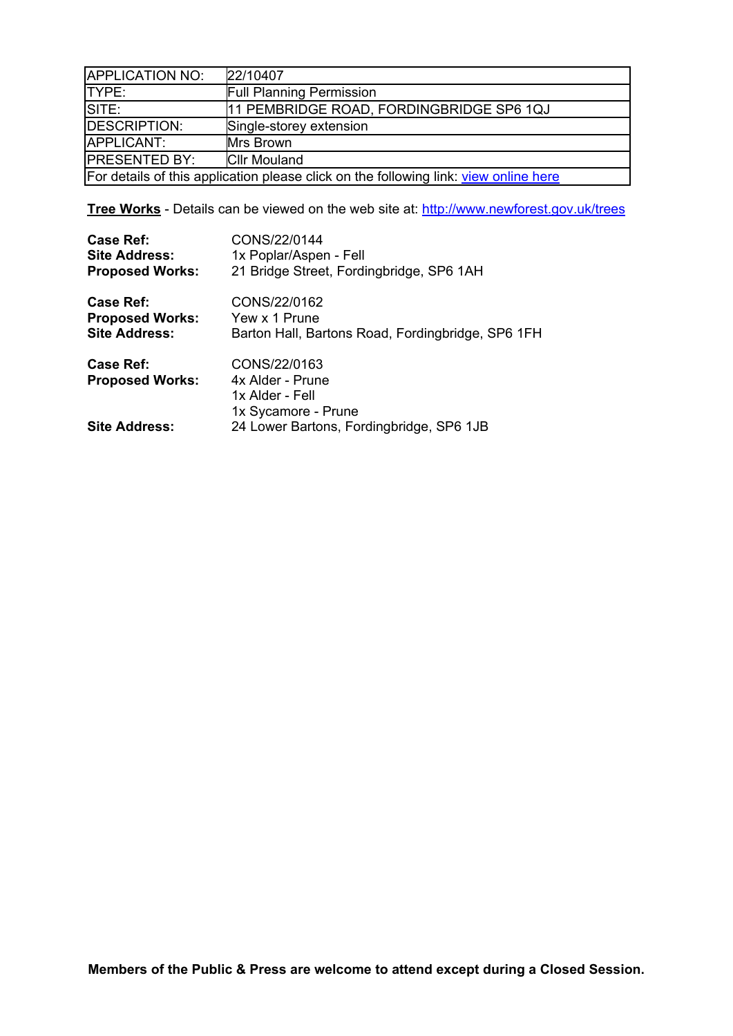| | |
|---|---|
| APPLICATION NO: | 22/10407 |
| TYPE: | Full Planning Permission |
| SITE: | 11 PEMBRIDGE ROAD, FORDINGBRIDGE SP6 1QJ |
| DESCRIPTION: | Single-storey extension |
| APPLICANT: | Mrs Brown |
| PRESENTED BY: | Cllr Mouland |
| For details of this application please click on the following link: view online here | |

**Tree Works** - Details can be viewed on the web site at: http://www.newforest.gov.uk/trees

| | |
|---|---|
| **Case Ref:** | CONS/22/0144 |
| **Site Address:** | 1x Poplar/Aspen - Fell |
| **Proposed Works:** | 21 Bridge Street, Fordingbridge, SP6 1AH |

| | |
|---|---|
| **Case Ref:** | CONS/22/0162 |
| **Proposed Works:** | Yew x 1 Prune |
| **Site Address:** | Barton Hall, Bartons Road, Fordingbridge, SP6 1FH |

| | |
|---|---|
| **Case Ref:** | CONS/22/0163 |
| **Proposed Works:** | 4x Alder - Prune<br>1x Alder - Fell<br>1x Sycamore - Prune |
| **Site Address:** | 24 Lower Bartons, Fordingbridge, SP6 1JB |

**Members of the Public & Press are welcome to attend except during a Closed Session.**